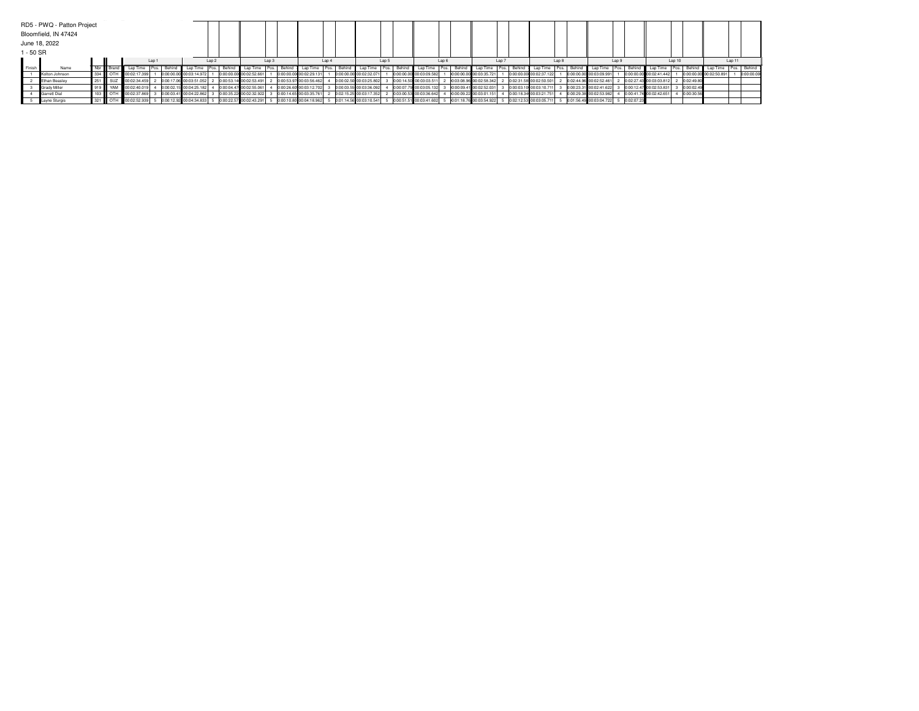RD5 - PWQ - Patton Project

Bloomfield, IN 47424

June 18, 2022

1 - 50 SR

| | | | | Lap 1 | | | Lap 2 | | | Lap 3 | | | Lap 4 | | | Lap 5 | | | Lap 6 | | | Lap 7 | | | Lap 8 | | | Lap 9 | | | Lap 10 | | | Lap 11 | | |
|---|---|---|---|---|---|---|---|---|---|---|---|---|---|---|---|---|---|---|---|---|---|---|---|---|---|---|---|---|---|---|---|---|---|---|---|---|
| Finish | Name | Nbr | Brand | Lap Time | Pos. | Behind | Lap Time | Pos. | Behind | Lap Time | Pos. | Behind | Lap Time | Pos. | Behind | Lap Time | Pos. | Behind | Lap Time | Pos. | Behind | Lap Time | Pos. | Behind | Lap Time | Pos. | Behind | Lap Time | Pos. | Behind | Lap Time | Pos. | Behind | Lap Time | Pos. | Behind |
| 1 | Kolton Johnson | 334 | OTH | 00:02:17.399 | 1 | 0:00:00.00 | 00:03:14.972 | 1 | 0:00:00.00 | 00:02:52.661 | 1 | 0:00:00.00 | 00:02:29.131 | 1 | 0:00:00.00 | 00:02:32.071 | 1 | 0:00:00.00 | 00:03:09.582 | 1 | 0:00:00.00 | 00:03:35.721 | 1 | 0:00:00.00 | 00:02:37.122 | 1 | 0:00:00.00 | 00:03:09.991 | 1 | 0:00:00.00 | 00:02:41.442 | 1 | 0:00:00.00 | 00:02:50.891 | 1 | 0:00:00.00 |
| 2 | Ethan Beasley | 251 | SUZ | 00:02:34.459 | 2 | 0:00:17.06 | 00:03:51.052 | 2 | 0:00:53.14 | 00:02:53.491 | 2 | 0:00:53.97 | 00:03:56.462 | 4 | 0:00:02.50 | 00:03:25.802 | 3 | 0:00:14.50 | 00:03:03.511 | 2 | 0:03:08.96 | 00:02:58.342 | 2 | 0:02:31.58 | 00:02:50.501 | 2 | 0:02:44.96 | 00:02:52.461 | 2 | 0:02:27.43 | 00:03:03.812 | 2 | 0:02:49.80 | | | |
| 3 | Grady Miller | 919 | YAM | 00:02:40.019 | 4 | 0:00:02.15 | 00:04:25.182 | 4 | 0:00:04.47 | 00:02:55.061 | 4 | 0:00:26.60 | 00:03:12.702 | 3 | 0:00:03.55 | 00:03:36.092 | 4 | 0:00:07.79 | 00:03:05.132 | 3 | 0:00:09.41 | 00:02:52.031 | 3 | 0:00:03.10 | 00:03:10.711 | 3 | 0:00:23.31 | 00:02:41.622 | 3 | 0:00:12.47 | 00:02:53.831 | 3 | 0:00:02.49 | | | |
| 4 | Garrett Dial | 103 | OTH | 00:02:37.869 | 3 | 0:00:03.41 | 00:04:22.862 | 3 | 0:00:35.22 | 00:02:32.922 | 3 | 0:00:14.65 | 00:03:35.761 | 2 | 0:02:15.25 | 00:03:17.352 | 2 | 0:03:00.53 | 00:03:36.642 | 4 | 0:00:09.22 | 00:03:01.151 | 4 | 0:00:18.34 | 00:03:21.751 | 4 | 0:00:29.38 | 00:02:53.982 | 4 | 0:00:41.74 | 00:02:42.651 | 4 | 0:00:30.56 | | | |
| 5 | Layne Sturgis | 321 | OTH | 00:02:52.939 | 5 | 0:00:12.92 | 00:04:34.833 | 5 | 0:00:22.57 | 00:02:43.291 | 5 | 0:00:10.80 | 00:04:18.962 | 5 | 0:01:14.56 | 00:03:10.541 | 5 | 0:00:51.51 | 00:03:41.602 | 5 | 0:01:18.76 | 00:03:54.922 | 5 | 0:02:12.53 | 00:03:05.711 | 5 | 0:01:56.49 | 00:03:04.722 | 5 | 0:02:07.23 | | | | | | |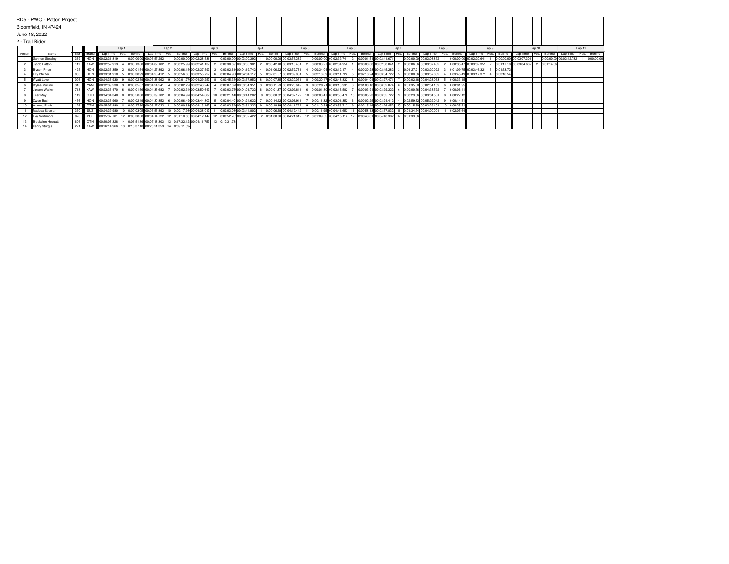RD5 - PWQ - Patton Project

Bloomfield, IN 47424

June 18, 2022

2 - Trail Rider

| | | | | Lap 1 | | | Lap 2 | | | Lap 3 | | | Lap 4 | | | Lap 5 | | | Lap 6 | | | Lap 7 | | | Lap 8 | | | Lap 9 | | | Lap 10 | | | Lap 11 | | |
|---|---|---|---|---|---|---|---|---|---|---|---|---|---|---|---|---|---|---|---|---|---|---|---|---|---|---|---|---|---|---|---|---|---|---|---|---|---|---|
| Finish | Name | Nbr | Brand | Lap Time | Pos. | Behind | Lap Time | Pos. | Behind | Lap Time | Pos. | Behind | Lap Time | Pos. | Behind | Lap Time | Pos. | Behind | Lap Time | Pos. | Behind | Lap Time | Pos. | Behind | Lap Time | Pos. | Behind | Lap Time | Pos. | Behind | Lap Time | Pos. | Behind | Lap Time | Pos. | Behind |
| 1 | Gannon Stearley | 369 | HON | 00:02:31.819 | 1 | 0:00:00.00 | 00:03:57.292 | 1 | 0:00:00.00 | 00:02:28.531 | 1 | 0:00:00.00 | 00:03:00.392 | 1 | 0:00:00.00 | 00:03:55.282 | 1 | 0:00:00.00 | 00:02:39.741 | 2 | 0:00:01.51 | 00:02:41.671 | 1 | 0:00:00.00 | 00:03:08.872 | 1 | 0:00:00.00 | 00:02:20.641 | 1 | 0:00:00.00 | 00:03:07.301 | 1 | 0:00:00.00 | 00:02:42.782 | 1 | 0:00:00.00 |
| 2 | Jacob Patton | 111 | KAW | 00:02:52.919 | 4 | 0:00:13.68 | 00:04:02.182 | 2 | 0:00:25.99 | 00:02:41.132 | 2 | 0:00:38.59 | 00:03:03.901 | 2 | 0:00:42.10 | 00:03:16.461 | 2 | 0:00:03.27 | 00:02:34.952 | 1 | 0:00:00.00 | 00:02:50.041 | 2 | 0:00:06.86 | 00:03:37.482 | 2 | 0:00:35.47 | 00:03:02.351 | 2 | 0:01:17.18 | 00:03:04.682 | 2 | 0:01:14.56 | | | |
| 3 | Bryson Price | 425 | HON | 00:02:33.359 | 2 | 0:00:01.54 | 00:04:27.892 | 3 | 0:00:06.15 | 00:02:37.592 | 3 | 0:00:02.61 | 00:04:19.742 | 4 | 0:01:06.50 | 00:02:52.761 | 4 | 0:00:34.04 | 00:03:12.171 | 4 | 0:00:30.28 | 00:02:45.282 | 3 | 0:01:27.21 | 00:03:20.022 | 3 | 0:01:09.75 | 00:03:46.321 | 3 | 0:01:53.72 | | | | | | |
| 4 | Lilly Pfeifer | 003 | HON | 00:03:31.910 | 5 | 0:00:38.99 | 00:04:28.412 | 5 | 0:00:56.85 | 00:03:55.722 | 6 | 0:00:04.93 | 00:04:04.112 | 5 | 0:02:01.57 | 00:03:09.881 | 5 | 0:02:18.69 | 00:03:11.722 | 5 | 0:02:18.24 | 00:03:34.722 | 5 | 0:00:08.06 | 00:03:57.832 | 4 | 0:03:45.49 | 00:03:17.371 | 4 | 0:03:16.54 | | | | | | |
| 5 | Wyatt Love | 006 | HON | 00:04:36.930 | 9 | 0:00:02.59 | 00:03:38.962 | 9 | 0:00:01.77 | 00:04:29.252 | 8 | 0:00:45.35 | 00:03:37.952 | 8 | 0:00:07.35 | 00:03:20.031 | 8 | 0:00:20.47 | 00:02:48.832 | 8 | 0:00:04.04 | 00:03:27.471 | 7 | 0:00:02.18 | 00:04:28.033 | 5 | 0:00:33.15 | | | | | | | | | |
| 6 | Brylee Mullinix | 313 | YAM | 00:02:39.230 | 3 | 0:00:05.87 | 00:04:24.241 | 4 | 0:00:02.22 | 00:02:43.242 | 4 | 0:00:07.87 | 00:03:04.951 | 3 | 0:00:11.53 | 00:03:25.642 | 3 | 0:00:20.71 | 00:03:15.931 | 3 | 0:01:00.18 | 00:08:02.074 | 8 | 0:01:35.88 | 00:02:54.109 | 6 | 0:00:01.95 | | | | | | | | | |
| 7 | Jaxson Walker | 713 | KAW | 00:03:33.470 | 6 | 0:00:01.56 | 00:04:35.682 | 7 | 0:00:02.34 | 00:03:50.642 | 7 | 0:00:03.75 | 00:04:01.732 | 6 | 0:00:01.37 | 00:03:09.811 | 6 | 0:00:01.30 | 00:03:16.582 | 7 | 0:00:03.91 | 00:03:29.322 | 6 | 0:00:00.76 | 00:04:38.592 | 7 | 0:00:06.41 | | | | | | | | | |
| 8 | Tyler May | 119 | OTH | 00:04:34.340 | 8 | 0:00:58.38 | 00:03:39.782 | 8 | 0:00:04.97 | 00:04:54.682 | 10 | 0:00:21.14 | 00:03:41.202 | 10 | 0:00:08.02 | 00:04:07.172 | 10 | 0:00:03.47 | 00:03:55.472 | 10 | 0:00:05.23 | 00:03:05.722 | 9 | 0:00:23.06 | 00:03:04.581 | 8 | 0:00:27.12 | | | | | | | | | |
| 9 | Owen Bush | 456 | HON | 00:03:35.960 | 7 | 0:00:02.49 | 00:04:30.852 | 6 | 0:00:06.49 | 00:03:44.302 | 5 | 0:02:04.40 | 00:04:24.632 | 7 | 0:00:14.22 | 00:03:06.911 | 7 | 0:00:11.32 | 00:03:01.352 | 6 | 0:00:02.25 | 00:03:24.412 | 4 | 0:02:59.62 | 00:05:29.042 | 9 | 0:00:14.51 | | | | | | | | | |
| 10 | Arizona Ennis | 126 | OTH | 00:05:07.480 | 11 | 0:00:27.50 | 00:03:27.022 | 11 | 0:00:00.63 | 00:04:13.162 | 9 | 0:00:02.52 | 00:03:54.322 | 9 | 0:00:18.89 | 00:04:11.722 | 9 | 0:01:10.58 | 00:03:53.712 | 9 | 0:02:15.46 | 00:03:26.452 | 10 | 0:00:15.50 | 00:03:29.101 | 10 | 0:00:25.51 | | | | | | | | | |
| 11 | Maddox Stidman | 330 | SUZ | 00:04:39.980 | 10 | 0:00:03.05 | 00:03:53.892 | 10 | 0:00:17.99 | 00:04:38.012 | 11 | 0:00:03.08 | 00:03:44.802 | 11 | 0:00:06.68 | 00:04:12.442 | 11 | 0:00:11.95 | 00:04:41.653 | 11 | 0:00:58.13 | 00:03:57.832 | 11 | 0:01:34.74 | 00:04:00.001 | 11 | 0:02:05.64 | | | | | | | | | |
| 12 | Eva Mortimore | 028 | POL | 00:05:37.781 | 12 | 0:00:30.30 | 00:04:14.722 | 12 | 0:01:18.00 | 00:04:12.142 | 12 | 0:00:52.76 | 00:03:52.422 | 12 | 0:01:00.38 | 00:04:21.612 | 12 | 0:01:09.55 | 00:04:15.112 | 12 | 0:00:43.01 | 00:04:48.382 | 12 | 0:01:33.56 | | | | | | | | | | | | |
| 13 | Brookylnn Hoggatt | 606 | OTH | 00:20:06.328 | 14 | 0:03:51.36 | 00:07:18.303 | 13 | 0:17:32.12 | 00:04:11.752 | 13 | 0:17:31.73 | | | | | | | | | | | | | | | | | | | | | | | | |
| 14 | Henry Sturgis | 221 | KAW | 00:16:14.966 | 13 | 0:10:37.18 | 00:20:21.359 | 14 | 0:09:11.69 | | | | | | | | | | | | | | | | | | | | | | | | | | | |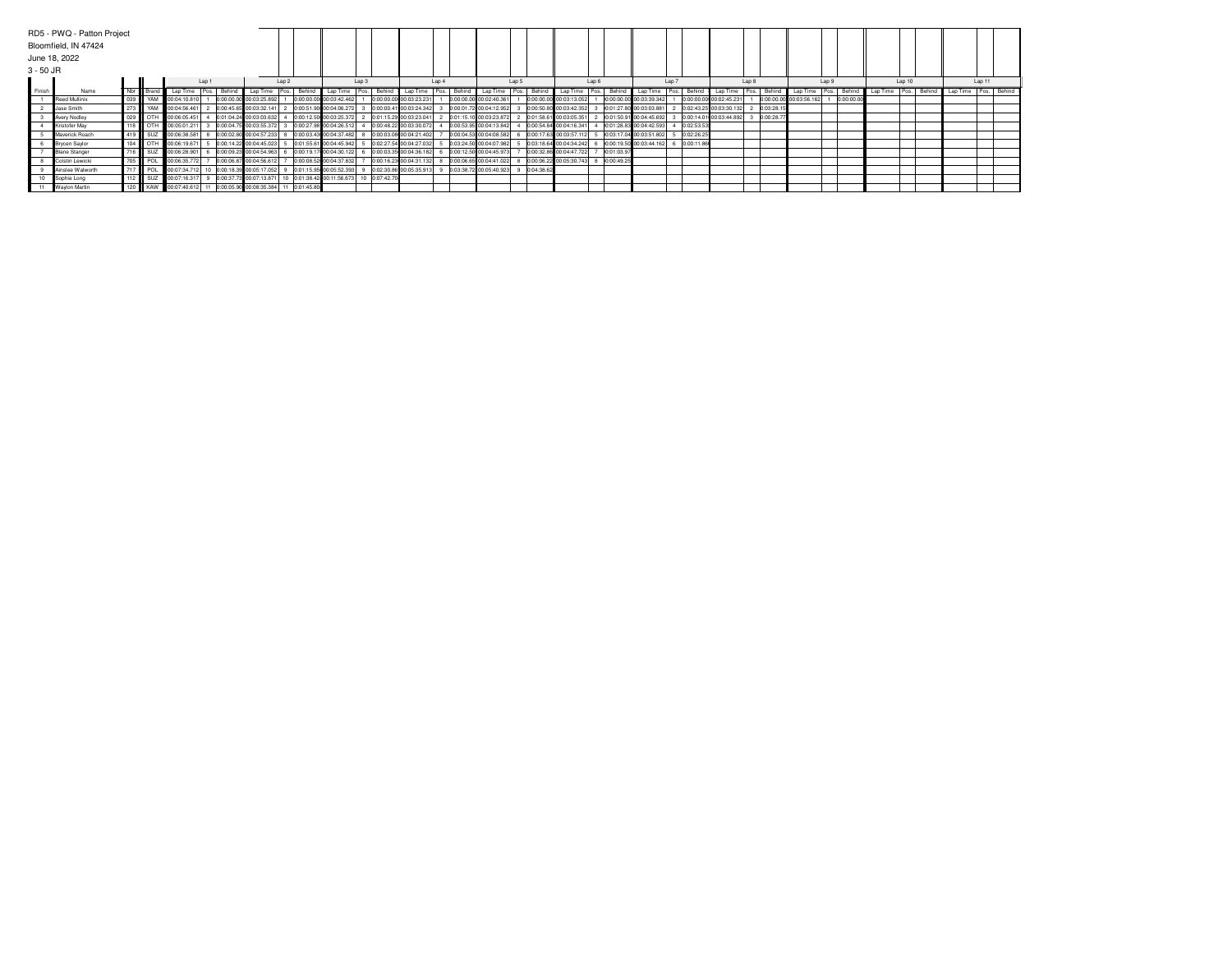RD5 - PWQ - Patton Project

Bloomfield, IN 47424

June 18, 2022

3 - 50 JR

| | | | | Lap 1 | | | Lap 2 | | | Lap 3 | | | Lap 4 | | | Lap 5 | | | Lap 6 | | | Lap 7 | | | Lap 8 | | | Lap 9 | | | Lap 10 | | | Lap 11 | | |
|---|---|---|---|---|---|---|---|---|---|---|---|---|---|---|---|---|---|---|---|---|---|---|---|---|---|---|---|---|---|---|---|---|---|---|---|---|---|---|
| Finish | Name | Nbr | Brand | Lap Time | Pos. | Behind | Lap Time | Pos. | Behind | Lap Time | Pos. | Behind | Lap Time | Pos. | Behind | Lap Time | Pos. | Behind | Lap Time | Pos. | Behind | Lap Time | Pos. | Behind | Lap Time | Pos. | Behind | Lap Time | Pos. | Behind | Lap Time | Pos. | Behind | Lap Time | Pos. | Behind |
| 1 | Reed Mullinix | 039 | YAM | 00:04:10.810 | 1 | 0:00:00.00 | 00:03:25.892 | 1 | 0:00:00.00 | 00:03:42.462 | 1 | 0:00:00.00 | 00:03:23.231 | 1 | 0:00:00.00 | 00:02:40.361 | 1 | 0:00:00.00 | 00:03:13.052 | 1 | 0:00:00.00 | 00:03:39.342 | 1 | 0:00:00.00 | 00:02:45.231 | 1 | 0:00:00.00 | 00:03:56.162 | 1 | 0:00:00.00 | | | | | | |
| 2 | Jase Smith | 273 | YAM | 00:04:56.461 | 2 | 0:00:45.65 | 00:03:32.141 | 2 | 0:00:51.90 | 00:04:06.272 | 3 | 0:00:00.41 | 00:03:24.342 | 3 | 0:00:01.72 | 00:04:12.952 | 3 | 0:00:50.80 | 00:03:42.352 | 3 | 0:01:27.80 | 00:03:03.881 | 2 | 0:02:43.25 | 00:03:30.132 | 2 | 0:03:28.15 | | | | | | | | | |
| 3 | Avery Nedley | 029 | OTH | 00:06:05.451 | 4 | 0:01:04.24 | 00:03:03.632 | 4 | 0:00:12.50 | 00:03:25.372 | 2 | 0:01:15.29 | 00:03:23.041 | 2 | 0:01:15.10 | 00:03:23.872 | 2 | 0:01:58.61 | 00:03:05.351 | 2 | 0:01:50.91 | 00:04:45.692 | 3 | 0:00:14.01 | 00:03:44.892 | 3 | 0:00:28.77 | | | | | | | | | |
| 4 | Kristofer May | 118 | OTH | 00:05:01.211 | 3 | 0:00:04.75 | 00:03:55.372 | 3 | 0:00:27.98 | 00:04:26.512 | 4 | 0:00:48.22 | 00:03:30.072 | 4 | 0:00:53.95 | 00:04:13.842 | 4 | 0:00:54.84 | 00:04:16.341 | 4 | 0:01:28.83 | 00:04:42.593 | 4 | 0:02:53.53 | | | | | | | | | | | | |
| 5 | Maverick Roach | 419 | SUZ | 00:06:38.581 | 8 | 0:00:02.80 | 00:04:57.233 | 8 | 0:00:03.43 | 00:04:37.482 | 8 | 0:00:03.08 | 00:04:21.402 | 7 | 0:00:04.53 | 00:04:08.582 | 6 | 0:00:17.63 | 00:03:57.112 | 5 | 0:03:17.04 | 00:03:51.802 | 5 | 0:02:26.25 | | | | | | | | | | | | |
| 6 | Brycen Saylor | 104 | OTH | 00:06:19.671 | 5 | 0:00:14.22 | 00:04:45.023 | 5 | 0:01:55.61 | 00:04:45.942 | 5 | 0:02:27.54 | 00:04:27.032 | 5 | 0:03:24.50 | 00:04:07.982 | 5 | 0:03:18.64 | 00:04:34.242 | 6 | 0:00:19.50 | 00:03:44.162 | 6 | 0:00:11.86 | | | | | | | | | | | | |
| 7 | Blane Stanger | 716 | SUZ | 00:06:28.901 | 6 | 0:00:09.23 | 00:04:54.963 | 6 | 0:00:19.17 | 00:04:30.122 | 6 | 0:00:03.35 | 00:04:36.182 | 6 | 0:00:12.50 | 00:04:45.973 | 7 | 0:00:32.86 | 00:04:47.722 | 7 | 0:01:03.97 | | | | | | | | | | | | | | | |
| 8 | Colstin Lewicki | 705 | POL | 00:06:35.772 | 7 | 0:00:06.87 | 00:04:56.612 | 7 | 0:00:08.52 | 00:04:37.832 | 7 | 0:00:16.29 | 00:04:31.132 | 8 | 0:00:06.65 | 00:04:41.022 | 8 | 0:00:06.22 | 00:05:30.743 | 8 | 0:00:49.25 | | | | | | | | | | | | | | | |
| 9 | Ainslee Walworth | 717 | POL | 00:07:34.712 | 10 | 0:00:18.39 | 00:05:17.052 | 9 | 0:01:15.95 | 00:05:52.393 | 9 | 0:02:30.86 | 00:05:35.913 | 9 | 0:03:38.72 | 00:05:40.923 | 9 | 0:04:38.62 | | | | | | | | | | | | | | | | | | |
| 10 | Sophie Long | 112 | SUZ | 00:07:16.317 | 9 | 0:00:37.73 | 00:07:13.871 | 10 | 0:01:38.42 | 00:11:56.673 | 10 | 0:07:42.70 | | | | | | | | | | | | | | | | | | | | | | | | |
| 11 | Waylon Martin | 120 | KAW | 00:07:40.612 | 11 | 0:00:05.90 | 00:08:35.384 | 11 | 0:01:45.80 | | | | | | | | | | | | | | | | | | | | | | | | | | | |